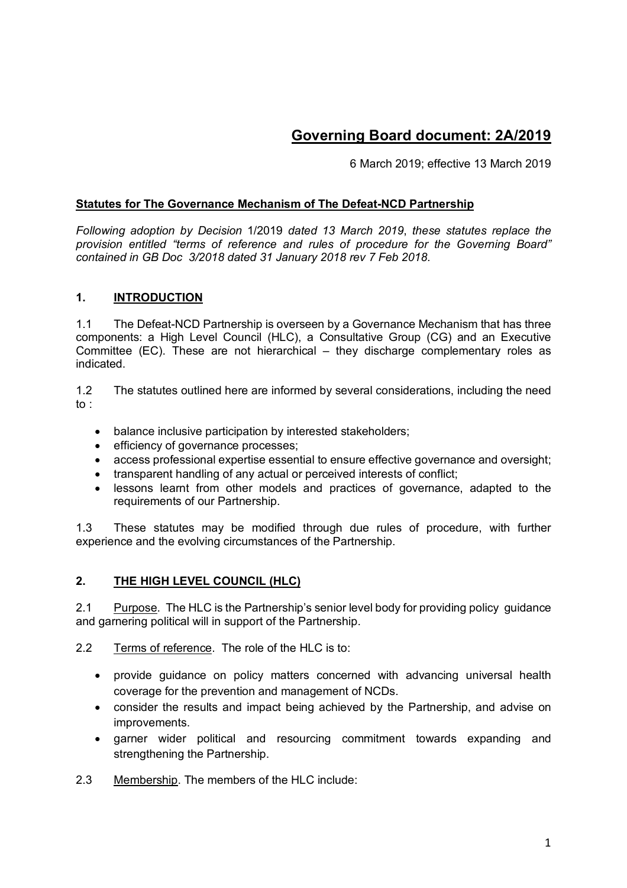# Governing Board document: 2A/2019

6 March 2019; effective 13 March 2019

**Statutes for The Governance Mechanism of The Defeat-NCD Partnership**

*Following adoption by Decision* 1/2019 *dated 13 March 2019*, *these statutes replace the provision entitled "terms of reference and rules of procedure for the Governing Board" contained in GB Doc 3/2018 dated 31 January 2018 rev 7 Feb 2018.*

## 1. INTRODUCTION

1.1 The Defeat-NCD Partnership is overseen by a Governance Mechanism that has three components: a High Level Council (HLC), a Consultative Group (CG) and an Executive Committee (EC). These are not hierarchical – they discharge complementary roles as indicated.

1.2 The statutes outlined here are informed by several considerations, including the need to :

- balance inclusive participation by interested stakeholders;
- efficiency of governance processes;
- access professional expertise essential to ensure effective governance and oversight;
- transparent handling of any actual or perceived interests of conflict;
- lessons learnt from other models and practices of governance, adapted to the requirements of our Partnership.

1.3 These statutes may be modified through due rules of procedure, with further experience and the evolving circumstances of the Partnership.

## 2. THE HIGH LEVEL COUNCIL (HLC)

2.1 Purpose. The HLC is the Partnership's senior level body for providing policy guidance and garnering political will in support of the Partnership.

2.2 Terms of reference. The role of the HLC is to:

- provide guidance on policy matters concerned with advancing universal health coverage for the prevention and management of NCDs.
- consider the results and impact being achieved by the Partnership, and advise on improvements.
- garner wider political and resourcing commitment towards expanding and strengthening the Partnership.

2.3 Membership. The members of the HLC include: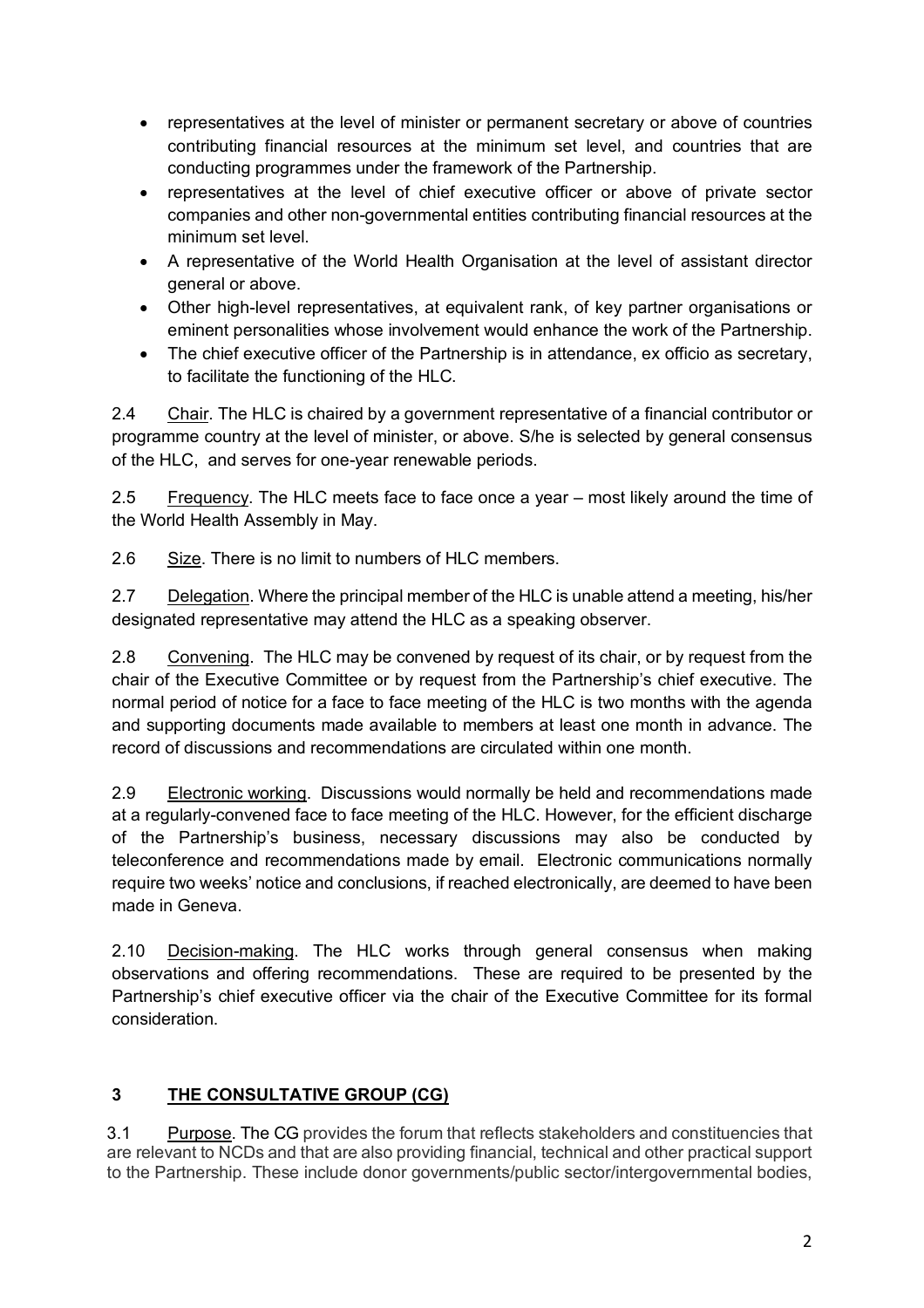- representatives at the level of minister or permanent secretary or above of countries contributing financial resources at the minimum set level, and countries that are conducting programmes under the framework of the Partnership.
- representatives at the level of chief executive officer or above of private sector companies and other non-governmental entities contributing financial resources at the minimum set level.
- A representative of the World Health Organisation at the level of assistant director general or above.
- Other high-level representatives, at equivalent rank, of key partner organisations or eminent personalities whose involvement would enhance the work of the Partnership.
- The chief executive officer of the Partnership is in attendance, ex officio as secretary, to facilitate the functioning of the HLC.

2.4 Chair. The HLC is chaired by a government representative of a financial contributor or programme country at the level of minister, or above. S/he is selected by general consensus of the HLC, and serves for one-year renewable periods.

2.5 Frequency. The HLC meets face to face once a year – most likely around the time of the World Health Assembly in May.

2.6 Size. There is no limit to numbers of HLC members.

2.7 Delegation. Where the principal member of the HLC is unable attend a meeting, his/her designated representative may attend the HLC as a speaking observer.

2.8 Convening. The HLC may be convened by request of its chair, or by request from the chair of the Executive Committee or by request from the Partnership's chief executive. The normal period of notice for a face to face meeting of the HLC is two months with the agenda and supporting documents made available to members at least one month in advance. The record of discussions and recommendations are circulated within one month.

2.9 Electronic working. Discussions would normally be held and recommendations made at a regularly-convened face to face meeting of the HLC. However, for the efficient discharge of the Partnership's business, necessary discussions may also be conducted by teleconference and recommendations made by email. Electronic communications normally require two weeks' notice and conclusions, if reached electronically, are deemed to have been made in Geneva.

2.10 Decision-making. The HLC works through general consensus when making observations and offering recommendations. These are required to be presented by the Partnership's chief executive officer via the chair of the Executive Committee for its formal consideration.

## 3 THE CONSULTATIVE GROUP (CG)

3.1 Purpose. The CG provides the forum that reflects stakeholders and constituencies that are relevant to NCDs and that are also providing financial, technical and other practical support to the Partnership. These include donor governments/public sector/intergovernmental bodies,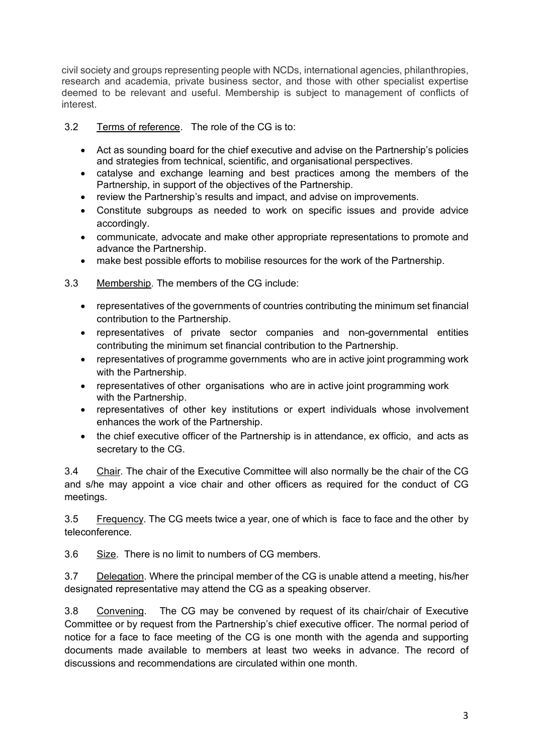civil society and groups representing people with NCDs, international agencies, philanthropies, research and academia, private business sector, and those with other specialist expertise deemed to be relevant and useful. Membership is subject to management of conflicts of interest.

3.2 Terms of reference. The role of the CG is to:

- Act as sounding board for the chief executive and advise on the Partnership's policies and strategies from technical, scientific, and organisational perspectives.
- catalyse and exchange learning and best practices among the members of the Partnership, in support of the objectives of the Partnership.
- review the Partnership's results and impact, and advise on improvements.
- Constitute subgroups as needed to work on specific issues and provide advice accordingly.
- communicate, advocate and make other appropriate representations to promote and advance the Partnership.
- make best possible efforts to mobilise resources for the work of the Partnership.

3.3 Membership. The members of the CG include:

- representatives of the governments of countries contributing the minimum set financial contribution to the Partnership.
- representatives of private sector companies and non-governmental entities contributing the minimum set financial contribution to the Partnership.
- representatives of programme governments who are in active joint programming work with the Partnership.
- representatives of other organisations who are in active joint programming work with the Partnership.
- representatives of other key institutions or expert individuals whose involvement enhances the work of the Partnership.
- the chief executive officer of the Partnership is in attendance, ex officio, and acts as secretary to the CG.

3.4 Chair. The chair of the Executive Committee will also normally be the chair of the CG and s/he may appoint a vice chair and other officers as required for the conduct of CG meetings.

3.5 Frequency. The CG meets twice a year, one of which is face to face and the other by teleconference.

3.6 Size. There is no limit to numbers of CG members.

3.7 Delegation. Where the principal member of the CG is unable attend a meeting, his/her designated representative may attend the CG as a speaking observer.

3.8 Convening. The CG may be convened by request of its chair/chair of Executive Committee or by request from the Partnership's chief executive officer. The normal period of notice for a face to face meeting of the CG is one month with the agenda and supporting documents made available to members at least two weeks in advance. The record of discussions and recommendations are circulated within one month.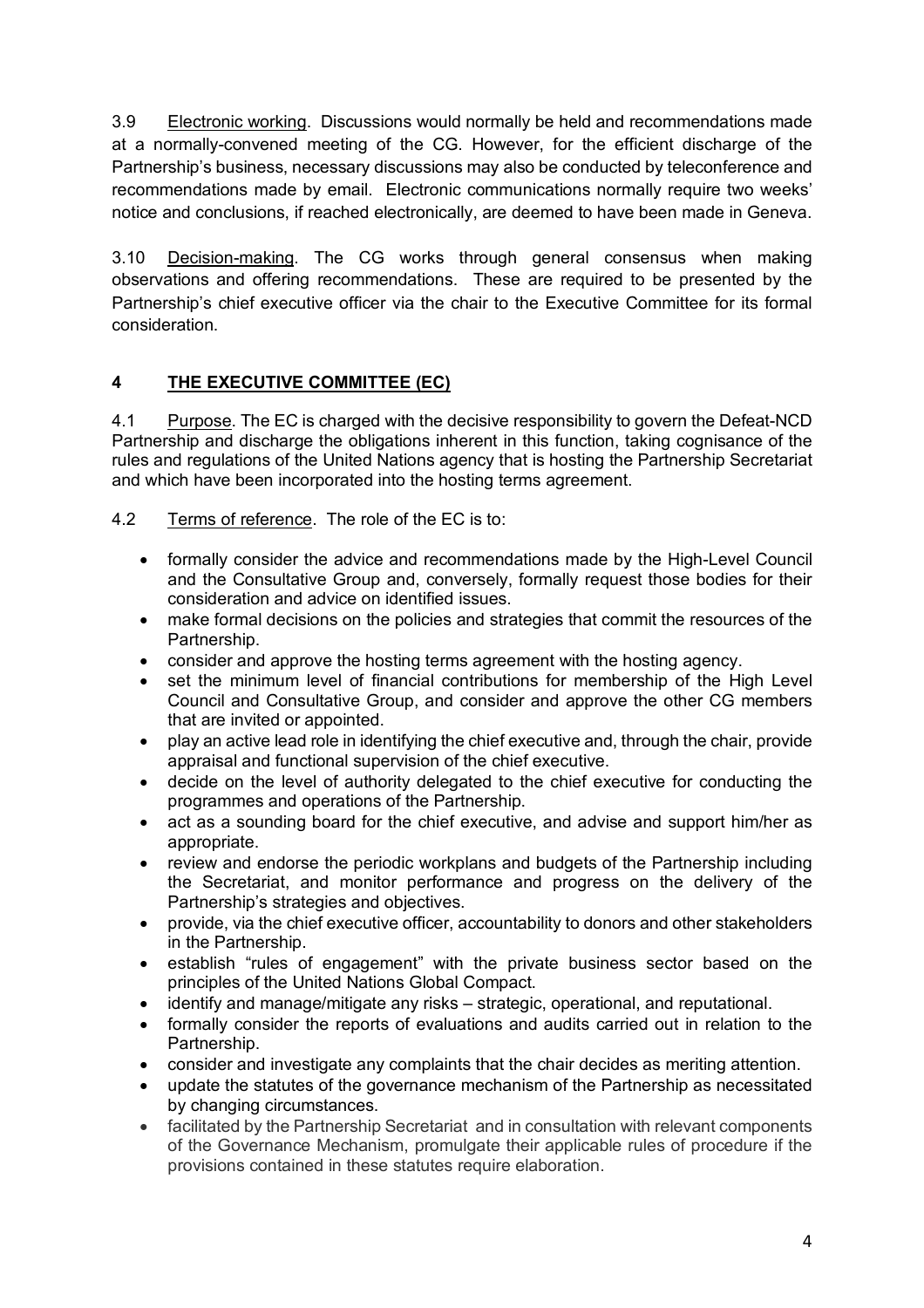3.9 Electronic working. Discussions would normally be held and recommendations made at a normally-convened meeting of the CG. However, for the efficient discharge of the Partnership's business, necessary discussions may also be conducted by teleconference and recommendations made by email. Electronic communications normally require two weeks' notice and conclusions, if reached electronically, are deemed to have been made in Geneva.

3.10 Decision-making. The CG works through general consensus when making observations and offering recommendations. These are required to be presented by the Partnership's chief executive officer via the chair to the Executive Committee for its formal consideration.

## 4 THE EXECUTIVE COMMITTEE (EC)

4.1 Purpose. The EC is charged with the decisive responsibility to govern the Defeat-NCD Partnership and discharge the obligations inherent in this function, taking cognisance of the rules and regulations of the United Nations agency that is hosting the Partnership Secretariat and which have been incorporated into the hosting terms agreement.

4.2 Terms of reference. The role of the EC is to:

- formally consider the advice and recommendations made by the High-Level Council and the Consultative Group and, conversely, formally request those bodies for their consideration and advice on identified issues.
- make formal decisions on the policies and strategies that commit the resources of the Partnership.
- consider and approve the hosting terms agreement with the hosting agency.
- set the minimum level of financial contributions for membership of the High Level Council and Consultative Group, and consider and approve the other CG members that are invited or appointed.
- play an active lead role in identifying the chief executive and, through the chair, provide appraisal and functional supervision of the chief executive.
- decide on the level of authority delegated to the chief executive for conducting the programmes and operations of the Partnership.
- act as a sounding board for the chief executive, and advise and support him/her as appropriate.
- review and endorse the periodic workplans and budgets of the Partnership including the Secretariat, and monitor performance and progress on the delivery of the Partnership's strategies and objectives.
- provide, via the chief executive officer, accountability to donors and other stakeholders in the Partnership.
- establish "rules of engagement" with the private business sector based on the principles of the United Nations Global Compact.
- identify and manage/mitigate any risks – strategic, operational, and reputational.
- formally consider the reports of evaluations and audits carried out in relation to the Partnership.
- consider and investigate any complaints that the chair decides as meriting attention.
- update the statutes of the governance mechanism of the Partnership as necessitated by changing circumstances.
- facilitated by the Partnership Secretariat and in consultation with relevant components of the Governance Mechanism, promulgate their applicable rules of procedure if the provisions contained in these statutes require elaboration.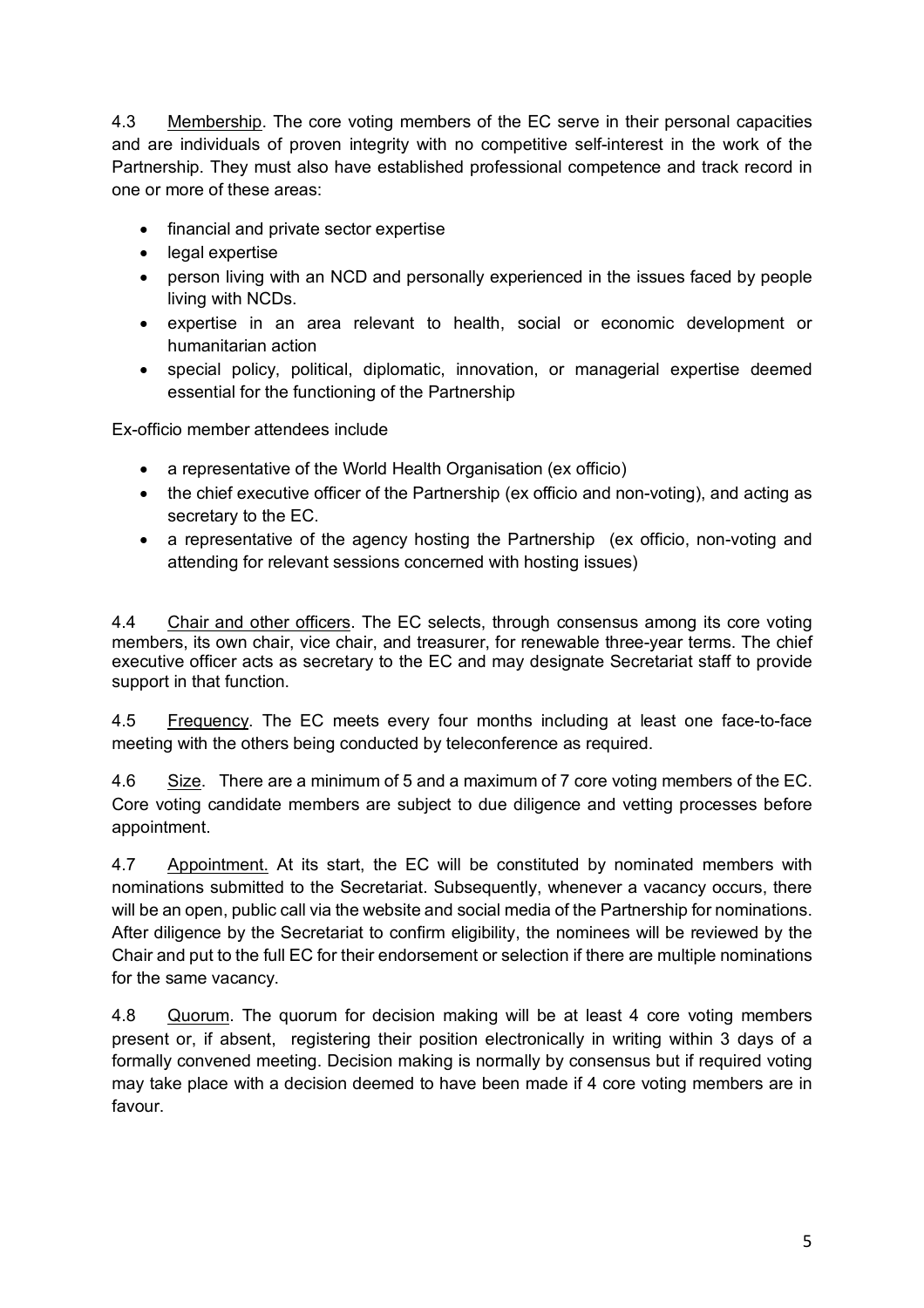4.3 <u>Membership</u>. The core voting members of the EC serve in their personal capacities and are individuals of proven integrity with no competitive self-interest in the work of the Partnership. They must also have established professional competence and track record in one or more of these areas:

- financial and private sector expertise
- legal expertise
- person living with an NCD and personally experienced in the issues faced by people living with NCDs.
- expertise in an area relevant to health, social or economic development or humanitarian action
- special policy, political, diplomatic, innovation, or managerial expertise deemed essential for the functioning of the Partnership

Ex-officio member attendees include

- a representative of the World Health Organisation (ex officio)
- the chief executive officer of the Partnership (ex officio and non-voting), and acting as secretary to the EC.
- a representative of the agency hosting the Partnership (ex officio, non-voting and attending for relevant sessions concerned with hosting issues)

4.4 <u>Chair and other officers</u>. The EC selects, through consensus among its core voting members, its own chair, vice chair, and treasurer, for renewable three-year terms. The chief executive officer acts as secretary to the EC and may designate Secretariat staff to provide support in that function.

4.5 <u>Frequency</u>. The EC meets every four months including at least one face-to-face meeting with the others being conducted by teleconference as required.

4.6 <u>Size</u>. There are a minimum of 5 and a maximum of 7 core voting members of the EC. Core voting candidate members are subject to due diligence and vetting processes before appointment.

4.7 <u>Appointment.</u> At its start, the EC will be constituted by nominated members with nominations submitted to the Secretariat. Subsequently, whenever a vacancy occurs, there will be an open, public call via the website and social media of the Partnership for nominations. After diligence by the Secretariat to confirm eligibility, the nominees will be reviewed by the Chair and put to the full EC for their endorsement or selection if there are multiple nominations for the same vacancy.

4.8 <u>Quorum</u>. The quorum for decision making will be at least 4 core voting members present or, if absent, registering their position electronically in writing within 3 days of a formally convened meeting. Decision making is normally by consensus but if required voting may take place with a decision deemed to have been made if 4 core voting members are in favour.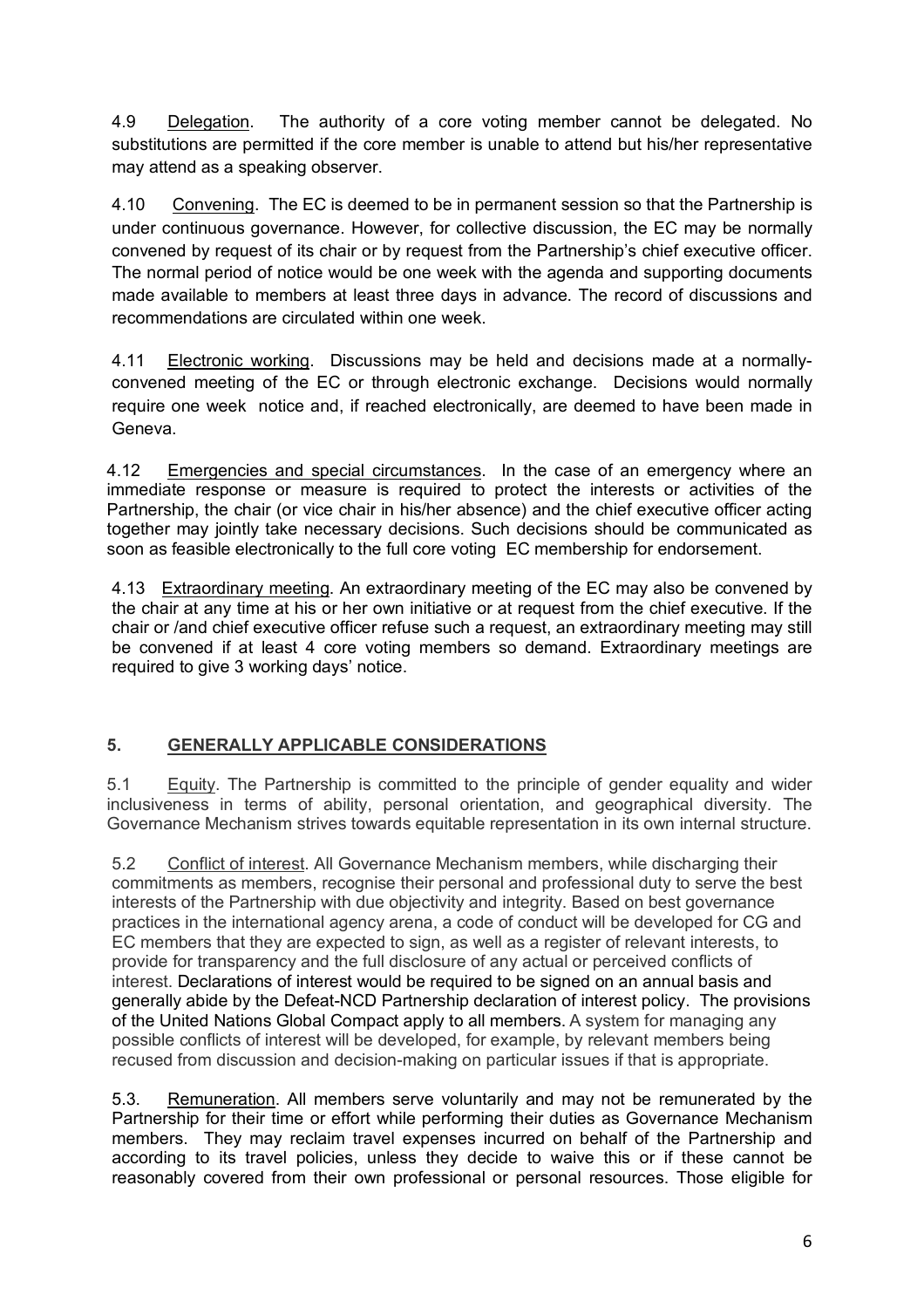4.9 Delegation. The authority of a core voting member cannot be delegated. No substitutions are permitted if the core member is unable to attend but his/her representative may attend as a speaking observer.

4.10 Convening. The EC is deemed to be in permanent session so that the Partnership is under continuous governance. However, for collective discussion, the EC may be normally convened by request of its chair or by request from the Partnership's chief executive officer. The normal period of notice would be one week with the agenda and supporting documents made available to members at least three days in advance. The record of discussions and recommendations are circulated within one week.

4.11 Electronic working. Discussions may be held and decisions made at a normally-convened meeting of the EC or through electronic exchange. Decisions would normally require one week notice and, if reached electronically, are deemed to have been made in Geneva.

4.12 Emergencies and special circumstances. In the case of an emergency where an immediate response or measure is required to protect the interests or activities of the Partnership, the chair (or vice chair in his/her absence) and the chief executive officer acting together may jointly take necessary decisions. Such decisions should be communicated as soon as feasible electronically to the full core voting EC membership for endorsement.

4.13 Extraordinary meeting. An extraordinary meeting of the EC may also be convened by the chair at any time at his or her own initiative or at request from the chief executive. If the chair or /and chief executive officer refuse such a request, an extraordinary meeting may still be convened if at least 4 core voting members so demand. Extraordinary meetings are required to give 3 working days' notice.

## 5. GENERALLY APPLICABLE CONSIDERATIONS

5.1 Equity. The Partnership is committed to the principle of gender equality and wider inclusiveness in terms of ability, personal orientation, and geographical diversity. The Governance Mechanism strives towards equitable representation in its own internal structure.

5.2 Conflict of interest. All Governance Mechanism members, while discharging their commitments as members, recognise their personal and professional duty to serve the best interests of the Partnership with due objectivity and integrity. Based on best governance practices in the international agency arena, a code of conduct will be developed for CG and EC members that they are expected to sign, as well as a register of relevant interests, to provide for transparency and the full disclosure of any actual or perceived conflicts of interest. Declarations of interest would be required to be signed on an annual basis and generally abide by the Defeat-NCD Partnership declaration of interest policy. The provisions of the United Nations Global Compact apply to all members. A system for managing any possible conflicts of interest will be developed, for example, by relevant members being recused from discussion and decision-making on particular issues if that is appropriate.

5.3. Remuneration. All members serve voluntarily and may not be remunerated by the Partnership for their time or effort while performing their duties as Governance Mechanism members. They may reclaim travel expenses incurred on behalf of the Partnership and according to its travel policies, unless they decide to waive this or if these cannot be reasonably covered from their own professional or personal resources. Those eligible for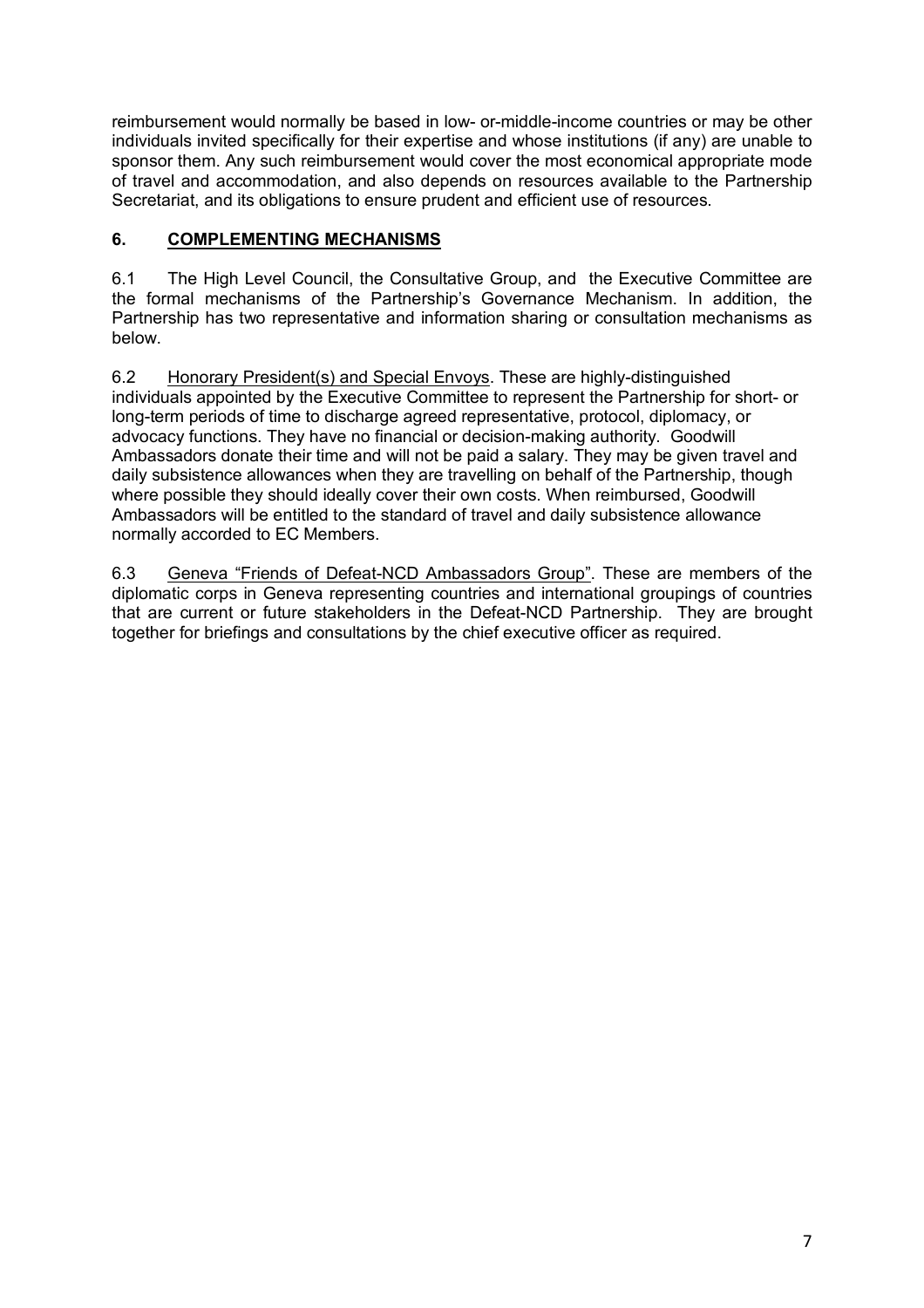reimbursement would normally be based in low- or-middle-income countries or may be other individuals invited specifically for their expertise and whose institutions (if any) are unable to sponsor them. Any such reimbursement would cover the most economical appropriate mode of travel and accommodation, and also depends on resources available to the Partnership Secretariat, and its obligations to ensure prudent and efficient use of resources.

## 6. COMPLEMENTING MECHANISMS

6.1 The High Level Council, the Consultative Group, and the Executive Committee are the formal mechanisms of the Partnership's Governance Mechanism. In addition, the Partnership has two representative and information sharing or consultation mechanisms as below.

6.2 Honorary President(s) and Special Envoys. These are highly-distinguished individuals appointed by the Executive Committee to represent the Partnership for short- or long-term periods of time to discharge agreed representative, protocol, diplomacy, or advocacy functions. They have no financial or decision-making authority. Goodwill Ambassadors donate their time and will not be paid a salary. They may be given travel and daily subsistence allowances when they are travelling on behalf of the Partnership, though where possible they should ideally cover their own costs. When reimbursed, Goodwill Ambassadors will be entitled to the standard of travel and daily subsistence allowance normally accorded to EC Members.

6.3 Geneva "Friends of Defeat-NCD Ambassadors Group". These are members of the diplomatic corps in Geneva representing countries and international groupings of countries that are current or future stakeholders in the Defeat-NCD Partnership. They are brought together for briefings and consultations by the chief executive officer as required.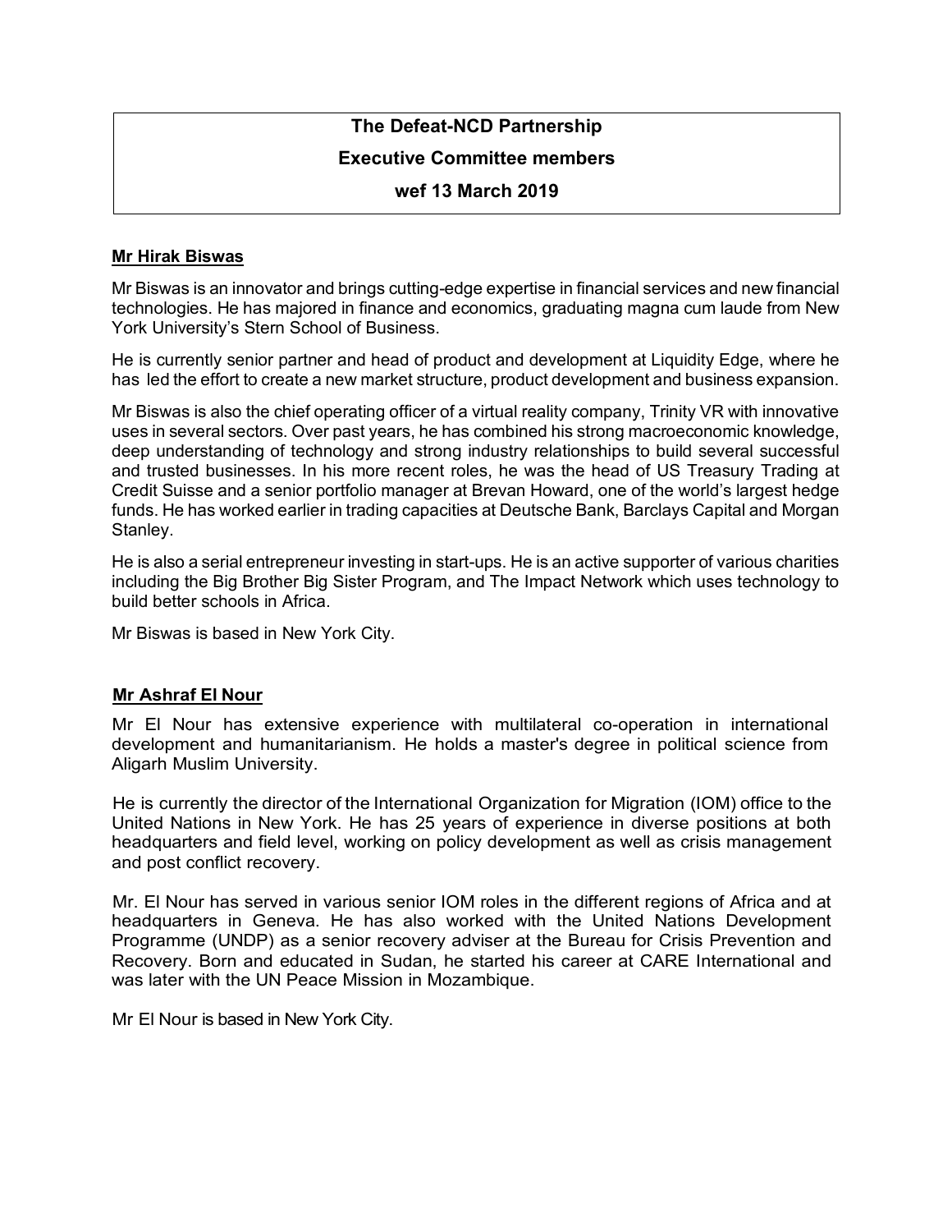# The Defeat-NCD Partnership

## Executive Committee members

## wef 13 March 2019

**Mr Hirak Biswas**

Mr Biswas is an innovator and brings cutting-edge expertise in financial services and new financial technologies. He has majored in finance and economics, graduating magna cum laude from New York University's Stern School of Business.

He is currently senior partner and head of product and development at Liquidity Edge, where he has led the effort to create a new market structure, product development and business expansion.

Mr Biswas is also the chief operating officer of a virtual reality company, Trinity VR with innovative uses in several sectors. Over past years, he has combined his strong macroeconomic knowledge, deep understanding of technology and strong industry relationships to build several successful and trusted businesses. In his more recent roles, he was the head of US Treasury Trading at Credit Suisse and a senior portfolio manager at Brevan Howard, one of the world's largest hedge funds. He has worked earlier in trading capacities at Deutsche Bank, Barclays Capital and Morgan Stanley.

He is also a serial entrepreneur investing in start-ups. He is an active supporter of various charities including the Big Brother Big Sister Program, and The Impact Network which uses technology to build better schools in Africa.

Mr Biswas is based in New York City.

**Mr Ashraf El Nour**

Mr El Nour has extensive experience with multilateral co-operation in international development and humanitarianism. He holds a master's degree in political science from Aligarh Muslim University.

He is currently the director of the International Organization for Migration (IOM) office to the United Nations in New York. He has 25 years of experience in diverse positions at both headquarters and field level, working on policy development as well as crisis management and post conflict recovery.

Mr. El Nour has served in various senior IOM roles in the different regions of Africa and at headquarters in Geneva. He has also worked with the United Nations Development Programme (UNDP) as a senior recovery adviser at the Bureau for Crisis Prevention and Recovery. Born and educated in Sudan, he started his career at CARE International and was later with the UN Peace Mission in Mozambique.

Mr El Nour is based in New York City.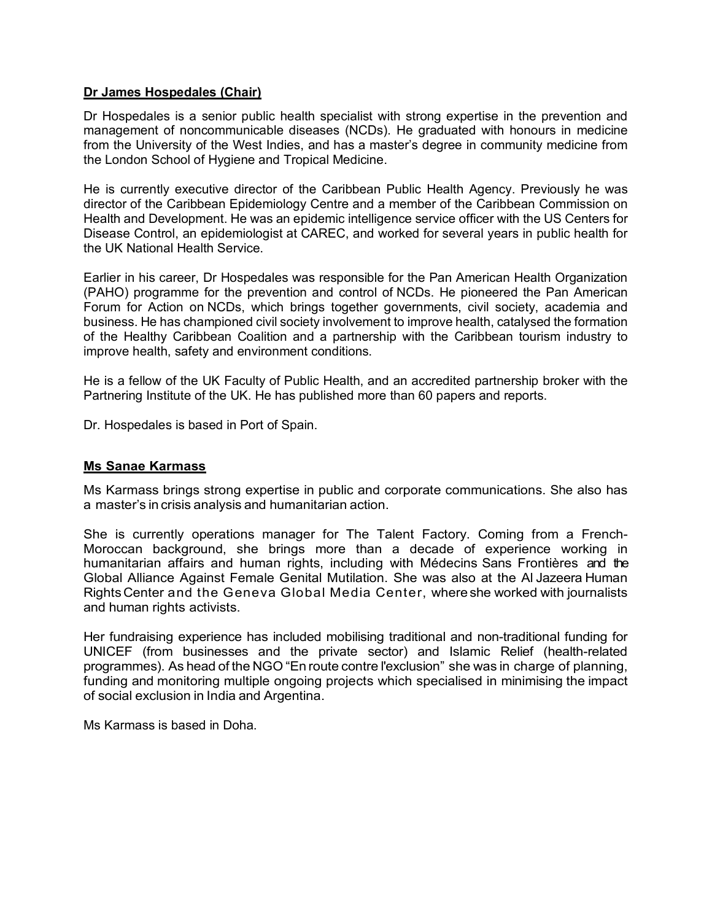**Dr James Hospedales (Chair)**

Dr Hospedales is a senior public health specialist with strong expertise in the prevention and management of noncommunicable diseases (NCDs). He graduated with honours in medicine from the University of the West Indies, and has a master's degree in community medicine from the London School of Hygiene and Tropical Medicine.

He is currently executive director of the Caribbean Public Health Agency. Previously he was director of the Caribbean Epidemiology Centre and a member of the Caribbean Commission on Health and Development. He was an epidemic intelligence service officer with the US Centers for Disease Control, an epidemiologist at CAREC, and worked for several years in public health for the UK National Health Service.

Earlier in his career, Dr Hospedales was responsible for the Pan American Health Organization (PAHO) programme for the prevention and control of NCDs. He pioneered the Pan American Forum for Action on NCDs, which brings together governments, civil society, academia and business. He has championed civil society involvement to improve health, catalysed the formation of the Healthy Caribbean Coalition and a partnership with the Caribbean tourism industry to improve health, safety and environment conditions.

He is a fellow of the UK Faculty of Public Health, and an accredited partnership broker with the Partnering Institute of the UK. He has published more than 60 papers and reports.

Dr. Hospedales is based in Port of Spain.

**Ms Sanae Karmass**

Ms Karmass brings strong expertise in public and corporate communications. She also has a master's in crisis analysis and humanitarian action.

She is currently operations manager for The Talent Factory. Coming from a French-Moroccan background, she brings more than a decade of experience working in humanitarian affairs and human rights, including with Médecins Sans Frontières and the Global Alliance Against Female Genital Mutilation. She was also at the Al Jazeera Human Rights Center and the Geneva Global Media Center, where she worked with journalists and human rights activists.

Her fundraising experience has included mobilising traditional and non-traditional funding for UNICEF (from businesses and the private sector) and Islamic Relief (health-related programmes). As head of the NGO "En route contre l'exclusion" she was in charge of planning, funding and monitoring multiple ongoing projects which specialised in minimising the impact of social exclusion in India and Argentina.

Ms Karmass is based in Doha.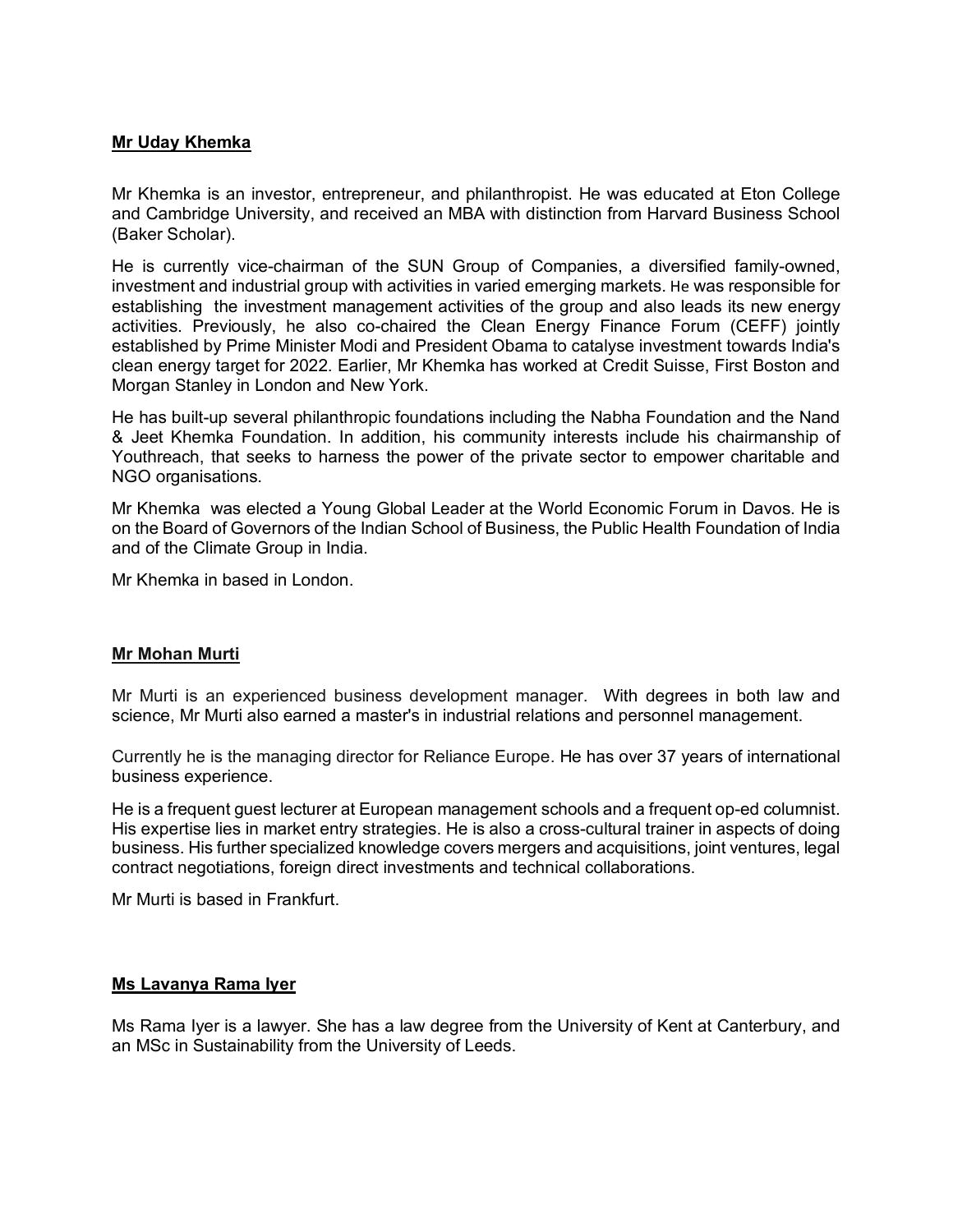**Mr Uday Khemka**

Mr Khemka is an investor, entrepreneur, and philanthropist. He was educated at Eton College and Cambridge University, and received an MBA with distinction from Harvard Business School (Baker Scholar).

He is currently vice-chairman of the SUN Group of Companies, a diversified family-owned, investment and industrial group with activities in varied emerging markets. He was responsible for establishing the investment management activities of the group and also leads its new energy activities. Previously, he also co-chaired the Clean Energy Finance Forum (CEFF) jointly established by Prime Minister Modi and President Obama to catalyse investment towards India's clean energy target for 2022. Earlier, Mr Khemka has worked at Credit Suisse, First Boston and Morgan Stanley in London and New York.

He has built-up several philanthropic foundations including the Nabha Foundation and the Nand & Jeet Khemka Foundation. In addition, his community interests include his chairmanship of Youthreach, that seeks to harness the power of the private sector to empower charitable and NGO organisations.

Mr Khemka was elected a Young Global Leader at the World Economic Forum in Davos. He is on the Board of Governors of the Indian School of Business, the Public Health Foundation of India and of the Climate Group in India.

Mr Khemka in based in London.

**Mr Mohan Murti**

Mr Murti is an experienced business development manager. With degrees in both law and science, Mr Murti also earned a master's in industrial relations and personnel management.

Currently he is the managing director for Reliance Europe. He has over 37 years of international business experience.

He is a frequent guest lecturer at European management schools and a frequent op-ed columnist. His expertise lies in market entry strategies. He is also a cross-cultural trainer in aspects of doing business. His further specialized knowledge covers mergers and acquisitions, joint ventures, legal contract negotiations, foreign direct investments and technical collaborations.

Mr Murti is based in Frankfurt.

**Ms Lavanya Rama Iyer**

Ms Rama Iyer is a lawyer. She has a law degree from the University of Kent at Canterbury, and an MSc in Sustainability from the University of Leeds.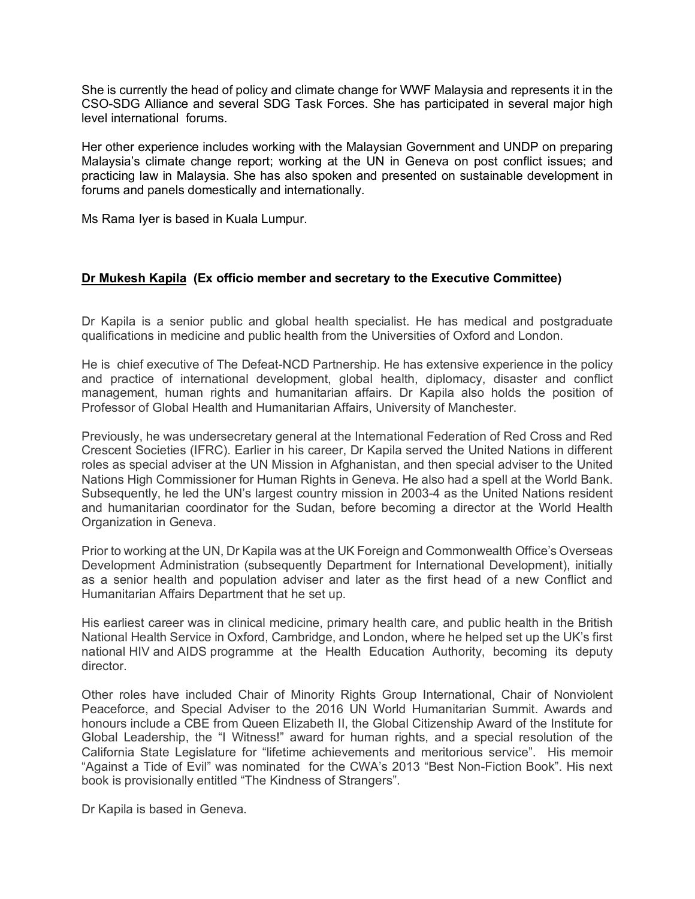She is currently the head of policy and climate change for WWF Malaysia and represents it in the CSO-SDG Alliance and several SDG Task Forces. She has participated in several major high level international forums.

Her other experience includes working with the Malaysian Government and UNDP on preparing Malaysia's climate change report; working at the UN in Geneva on post conflict issues; and practicing law in Malaysia. She has also spoken and presented on sustainable development in forums and panels domestically and internationally.

Ms Rama Iyer is based in Kuala Lumpur.

**Dr Mukesh Kapila (Ex officio member and secretary to the Executive Committee)**

Dr Kapila is a senior public and global health specialist. He has medical and postgraduate qualifications in medicine and public health from the Universities of Oxford and London.

He is chief executive of The Defeat-NCD Partnership. He has extensive experience in the policy and practice of international development, global health, diplomacy, disaster and conflict management, human rights and humanitarian affairs. Dr Kapila also holds the position of Professor of Global Health and Humanitarian Affairs, University of Manchester.

Previously, he was undersecretary general at the International Federation of Red Cross and Red Crescent Societies (IFRC). Earlier in his career, Dr Kapila served the United Nations in different roles as special adviser at the UN Mission in Afghanistan, and then special adviser to the United Nations High Commissioner for Human Rights in Geneva. He also had a spell at the World Bank. Subsequently, he led the UN's largest country mission in 2003-4 as the United Nations resident and humanitarian coordinator for the Sudan, before becoming a director at the World Health Organization in Geneva.

Prior to working at the UN, Dr Kapila was at the UK Foreign and Commonwealth Office's Overseas Development Administration (subsequently Department for International Development), initially as a senior health and population adviser and later as the first head of a new Conflict and Humanitarian Affairs Department that he set up.

His earliest career was in clinical medicine, primary health care, and public health in the British National Health Service in Oxford, Cambridge, and London, where he helped set up the UK's first national HIV and AIDS programme at the Health Education Authority, becoming its deputy director.

Other roles have included Chair of Minority Rights Group International, Chair of Nonviolent Peaceforce, and Special Adviser to the 2016 UN World Humanitarian Summit. Awards and honours include a CBE from Queen Elizabeth II, the Global Citizenship Award of the Institute for Global Leadership, the "I Witness!" award for human rights, and a special resolution of the California State Legislature for "lifetime achievements and meritorious service". His memoir "Against a Tide of Evil" was nominated for the CWA's 2013 "Best Non-Fiction Book". His next book is provisionally entitled "The Kindness of Strangers".

Dr Kapila is based in Geneva.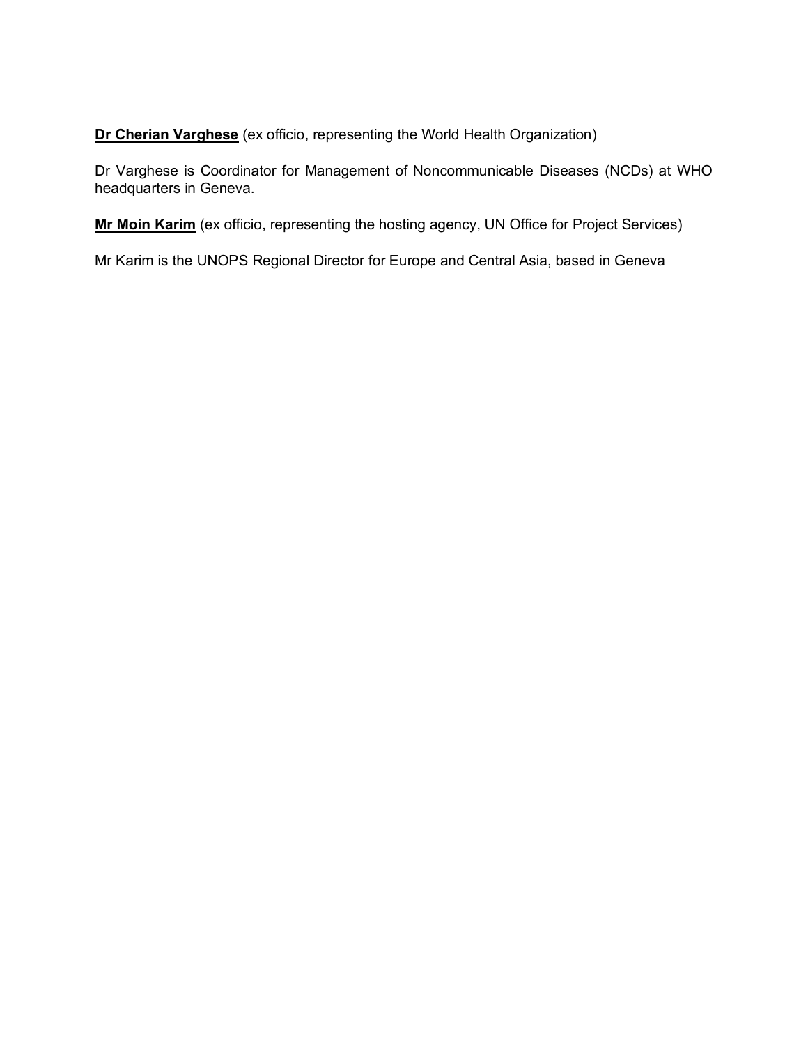**<u>Dr Cherian Varghese</u>** (ex officio, representing the World Health Organization)

Dr Varghese is Coordinator for Management of Noncommunicable Diseases (NCDs) at WHO headquarters in Geneva.

**<u>Mr Moin Karim</u>** (ex officio, representing the hosting agency, UN Office for Project Services)

Mr Karim is the UNOPS Regional Director for Europe and Central Asia, based in Geneva